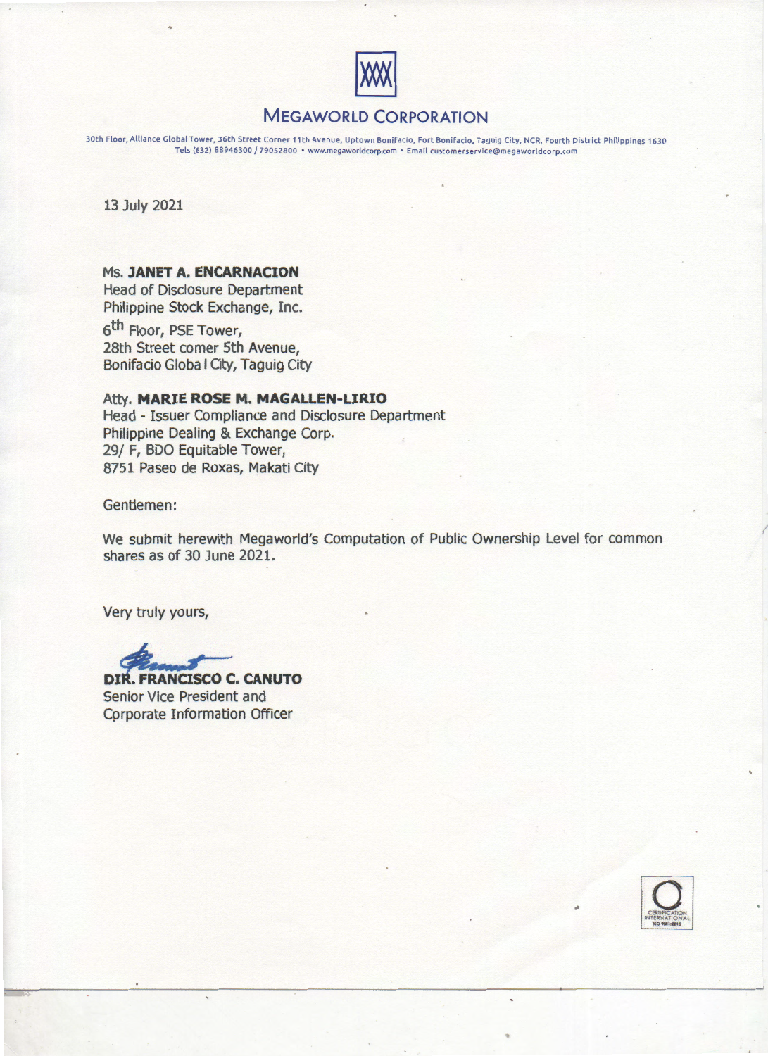# MEGAWORLD CORPORATION

30th Floor, Alliance Global Tower, 36th Street Corner 11th Avenue, Uptown Bonifacio, Fort Bonifacio, Taguig City, NCR, Fourth District Philippines 1630
Tels (632) 88946300 / 79052800 • www.megaworldcorp.com • Email customerservice@megaworldcorp.com

13 July 2021

Ms. **JANET A. ENCARNACION**
Head of Disclosure Department
Philippine Stock Exchange, Inc.
6th Floor, PSE Tower,
28th Street comer 5th Avenue,
Bonifacio Global City, Taguig City

Atty. **MARIE ROSE M. MAGALLEN-LIRIO**
Head - Issuer Compliance and Disclosure Department
Philippine Dealing & Exchange Corp.
29/ F, BDO Equitable Tower,
8751 Paseo de Roxas, Makati City

Gentlemen:

We submit herewith Megaworld's Computation of Public Ownership Level for common shares as of 30 June 2021.

Very truly yours,

**DIR. FRANCISCO C. CANUTO**
Senior Vice President and
Corporate Information Officer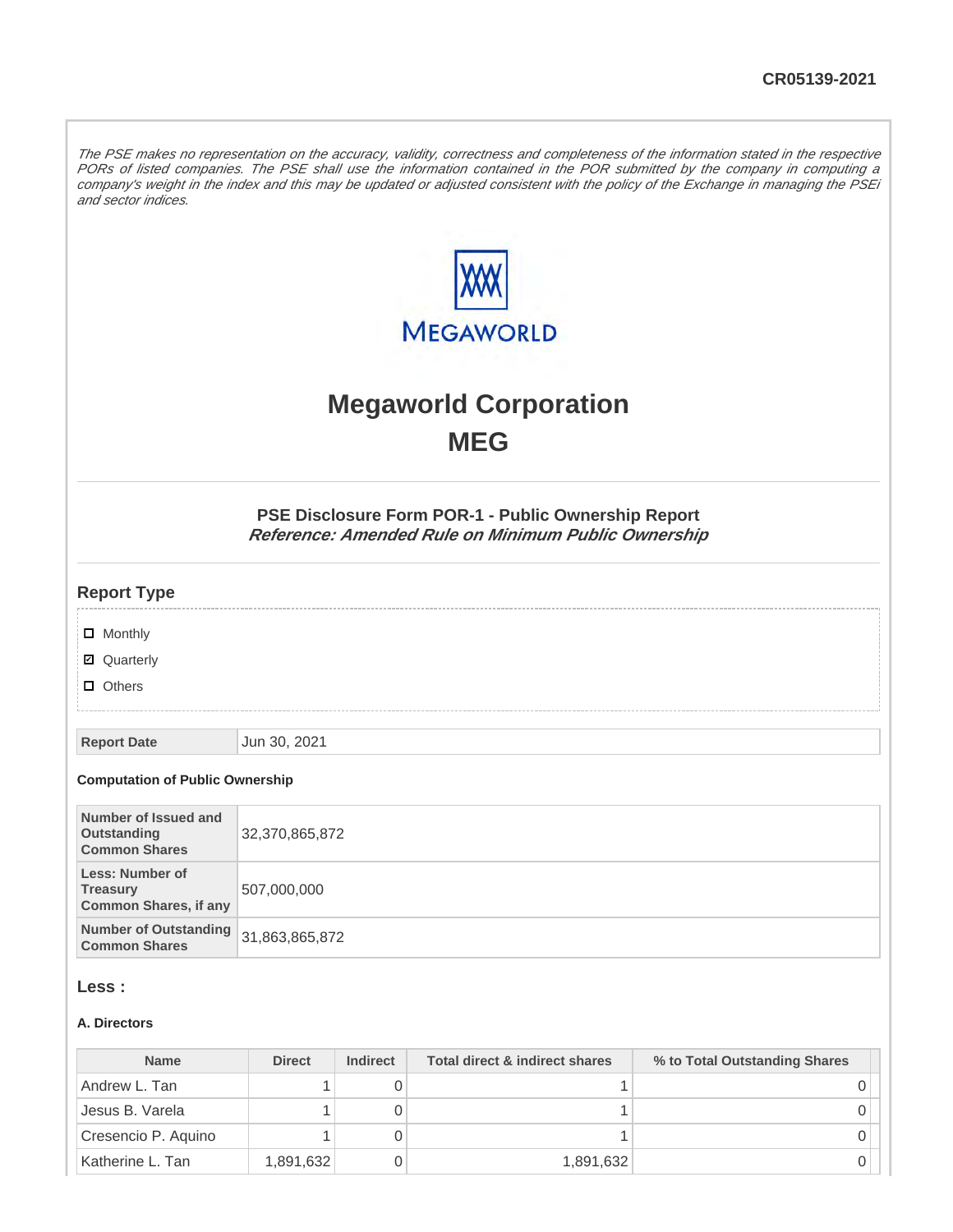CR05139-2021

*The PSE makes no representation on the accuracy, validity, correctness and completeness of the information stated in the respective PORs of listed companies. The PSE shall use the information contained in the POR submitted by the company in computing a company's weight in the index and this may be updated or adjusted consistent with the policy of the Exchange in managing the PSEi and sector indices.*

# Megaworld Corporation

# MEG

### PSE Disclosure Form POR-1 - Public Ownership Report

***Reference: Amended Rule on Minimum Public Ownership***

## Report Type

- [ ] Monthly
- [x] Quarterly
- [ ] Others

| Report Date | Jun 30, 2021 |
|---|---|

### Computation of Public Ownership

| Number of Issued and Outstanding Common Shares | 32,370,865,872 |
|---|---|
| Less: Number of Treasury Common Shares, if any | 507,000,000 |
| Number of Outstanding Common Shares | 31,863,865,872 |

## Less :

### A. Directors

| Name | Direct | Indirect | Total direct & indirect shares | % to Total Outstanding Shares |
|---|---|---|---|---|
| Andrew L. Tan | 1 | 0 | 1 | 0 |
| Jesus B. Varela | 1 | 0 | 1 | 0 |
| Cresencio P. Aquino | 1 | 0 | 1 | 0 |
| Katherine L. Tan | 1,891,632 | 0 | 1,891,632 | 0 |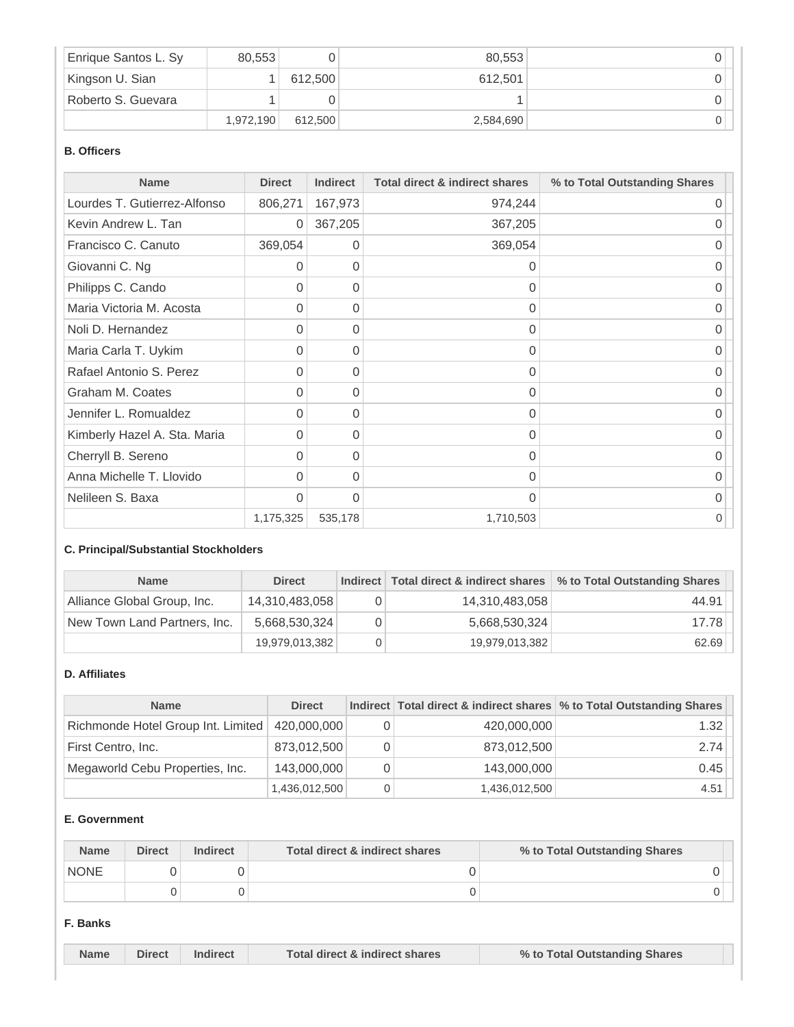| | | | | |
|---|---|---|---|---|
| Enrique Santos L. Sy | 80,553 | 0 | 80,553 | 0 |
| Kingson U. Sian | 1 | 612,500 | 612,501 | 0 |
| Roberto S. Guevara | 1 | 0 | 1 | 0 |
| | 1,972,190 | 612,500 | 2,584,690 | 0 |

**B. Officers**

| Name | Direct | Indirect | Total direct & indirect shares | % to Total Outstanding Shares |
|---|---|---|---|---|
| Lourdes T. Gutierrez-Alfonso | 806,271 | 167,973 | 974,244 | 0 |
| Kevin Andrew L. Tan | 0 | 367,205 | 367,205 | 0 |
| Francisco C. Canuto | 369,054 | 0 | 369,054 | 0 |
| Giovanni C. Ng | 0 | 0 | 0 | 0 |
| Philipps C. Cando | 0 | 0 | 0 | 0 |
| Maria Victoria M. Acosta | 0 | 0 | 0 | 0 |
| Noli D. Hernandez | 0 | 0 | 0 | 0 |
| Maria Carla T. Uykim | 0 | 0 | 0 | 0 |
| Rafael Antonio S. Perez | 0 | 0 | 0 | 0 |
| Graham M. Coates | 0 | 0 | 0 | 0 |
| Jennifer L. Romualdez | 0 | 0 | 0 | 0 |
| Kimberly Hazel A. Sta. Maria | 0 | 0 | 0 | 0 |
| Cherryll B. Sereno | 0 | 0 | 0 | 0 |
| Anna Michelle T. Llovido | 0 | 0 | 0 | 0 |
| Nelileen S. Baxa | 0 | 0 | 0 | 0 |
| | 1,175,325 | 535,178 | 1,710,503 | 0 |

**C. Principal/Substantial Stockholders**

| Name | Direct | Indirect | Total direct & indirect shares | % to Total Outstanding Shares |
|---|---|---|---|---|
| Alliance Global Group, Inc. | 14,310,483,058 | 0 | 14,310,483,058 | 44.91 |
| New Town Land Partners, Inc. | 5,668,530,324 | 0 | 5,668,530,324 | 17.78 |
| | 19,979,013,382 | 0 | 19,979,013,382 | 62.69 |

**D. Affiliates**

| Name | Direct | Indirect | Total direct & indirect shares | % to Total Outstanding Shares |
|---|---|---|---|---|
| Richmonde Hotel Group Int. Limited | 420,000,000 | 0 | 420,000,000 | 1.32 |
| First Centro, Inc. | 873,012,500 | 0 | 873,012,500 | 2.74 |
| Megaworld Cebu Properties, Inc. | 143,000,000 | 0 | 143,000,000 | 0.45 |
| | 1,436,012,500 | 0 | 1,436,012,500 | 4.51 |

**E. Government**

| Name | Direct | Indirect | Total direct & indirect shares | % to Total Outstanding Shares |
|---|---|---|---|---|
| NONE | 0 | 0 | 0 | 0 |
| | 0 | 0 | 0 | 0 |

**F. Banks**

| Name | Direct | Indirect | Total direct & indirect shares | % to Total Outstanding Shares |
|---|---|---|---|---|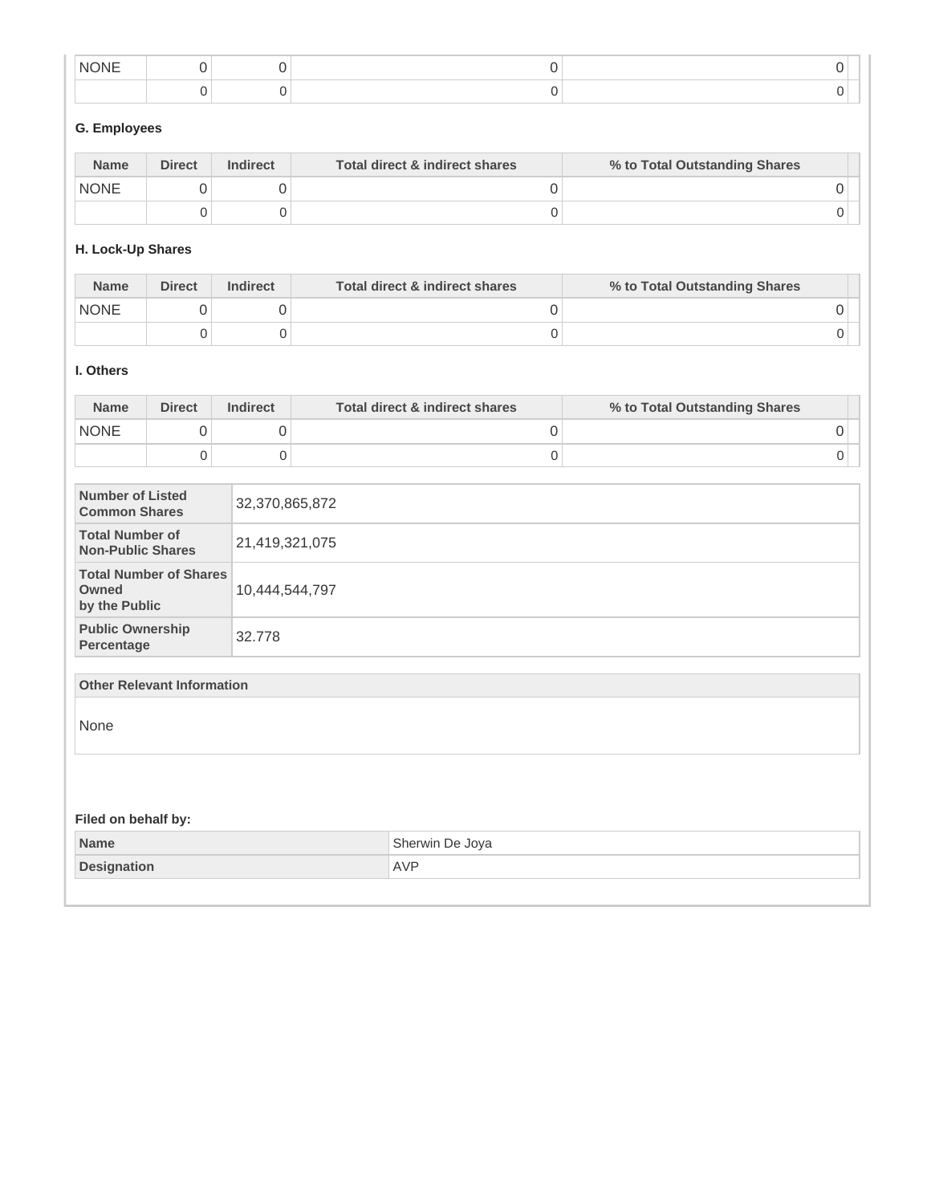| NONE | 0 | 0 | 0 | 0 |
| --- | --- | --- | --- | --- |
| | 0 | 0 | 0 | 0 |

**G. Employees**

| Name | Direct | Indirect | Total direct & indirect shares | % to Total Outstanding Shares |
| --- | --- | --- | --- | --- |
| NONE | 0 | 0 | 0 | 0 |
| | 0 | 0 | 0 | 0 |

**H. Lock-Up Shares**

| Name | Direct | Indirect | Total direct & indirect shares | % to Total Outstanding Shares |
| --- | --- | --- | --- | --- |
| NONE | 0 | 0 | 0 | 0 |
| | 0 | 0 | 0 | 0 |

**I. Others**

| Name | Direct | Indirect | Total direct & indirect shares | % to Total Outstanding Shares |
| --- | --- | --- | --- | --- |
| NONE | 0 | 0 | 0 | 0 |
| | 0 | 0 | 0 | 0 |

| | |
| --- | --- |
| **Number of Listed Common Shares** | 32,370,865,872 |
| **Total Number of Non-Public Shares** | 21,419,321,075 |
| **Total Number of Shares Owned by the Public** | 10,444,544,797 |
| **Public Ownership Percentage** | 32.778 |

| Other Relevant Information |
| --- |
| None |

**Filed on behalf by:**

| | |
| --- | --- |
| **Name** | Sherwin De Joya |
| **Designation** | AVP |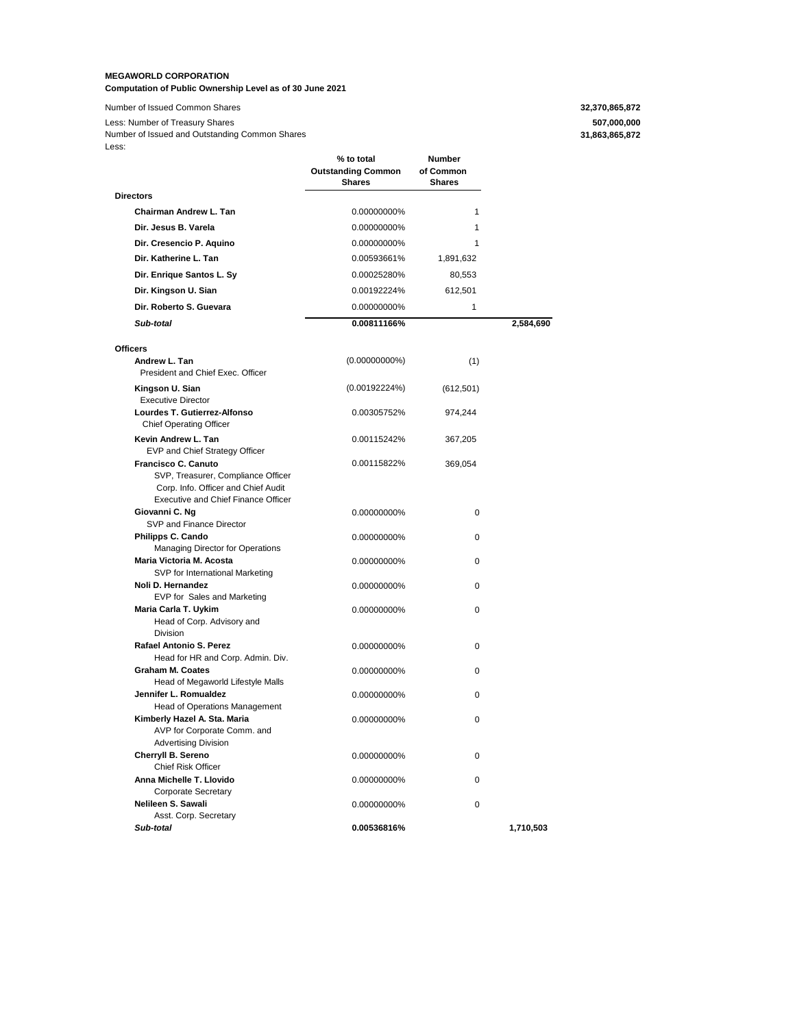**MEGAWORLD CORPORATION**
**Computation of Public Ownership Level as of 30 June 2021**

| | | | |
|---|---|---|---|
| Number of Issued Common Shares | | | **32,370,865,872** |
| Less: Number of Treasury Shares | | | **507,000,000** |
| Number of Issued and Outstanding Common Shares | | | **31,863,865,872** |
| Less: | | | |

| | % to total Outstanding Common Shares | Number of Common Shares | |
|---|---|---|---|
| **Directors** | | | |
| **Chairman Andrew L. Tan** | 0.00000000% | 1 | |
| **Dir. Jesus B. Varela** | 0.00000000% | 1 | |
| **Dir. Cresencio P. Aquino** | 0.00000000% | 1 | |
| **Dir. Katherine L. Tan** | 0.00593661% | 1,891,632 | |
| **Dir. Enrique Santos L. Sy** | 0.00025280% | 80,553 | |
| **Dir. Kingson U. Sian** | 0.00192224% | 612,501 | |
| **Dir. Roberto S. Guevara** | 0.00000000% | 1 | |
| ***Sub-total*** | **0.00811166%** | | **2,584,690** |
| **Officers** | | | |
| **Andrew L. Tan** President and Chief Exec. Officer | (0.00000000%) | (1) | |
| **Kingson U. Sian** Executive Director | (0.00192224%) | (612,501) | |
| **Lourdes T. Gutierrez-Alfonso** Chief Operating Officer | 0.00305752% | 974,244 | |
| **Kevin Andrew L. Tan** EVP and Chief Strategy Officer | 0.00115242% | 367,205 | |
| **Francisco C. Canuto** SVP, Treasurer, Compliance Officer Corp. Info. Officer and Chief Audit Executive and Chief Finance Officer | 0.00115822% | 369,054 | |
| **Giovanni C. Ng** SVP and Finance Director | 0.00000000% | 0 | |
| **Philipps C. Cando** Managing Director for Operations | 0.00000000% | 0 | |
| **Maria Victoria M. Acosta** SVP for International Marketing | 0.00000000% | 0 | |
| **Noli D. Hernandez** EVP for Sales and Marketing | 0.00000000% | 0 | |
| **Maria Carla T. Uykim** Head of Corp. Advisory and Division | 0.00000000% | 0 | |
| **Rafael Antonio S. Perez** Head for HR and Corp. Admin. Div. | 0.00000000% | 0 | |
| **Graham M. Coates** Head of Megaworld Lifestyle Malls | 0.00000000% | 0 | |
| **Jennifer L. Romualdez** Head of Operations Management | 0.00000000% | 0 | |
| **Kimberly Hazel A. Sta. Maria** AVP for Corporate Comm. and Advertising Division | 0.00000000% | 0 | |
| **Cherryll B. Sereno** Chief Risk Officer | 0.00000000% | 0 | |
| **Anna Michelle T. Llovido** Corporate Secretary | 0.00000000% | 0 | |
| **Nelileen S. Sawali** Asst. Corp. Secretary | 0.00000000% | 0 | |
| ***Sub-total*** | **0.00536816%** | | **1,710,503** |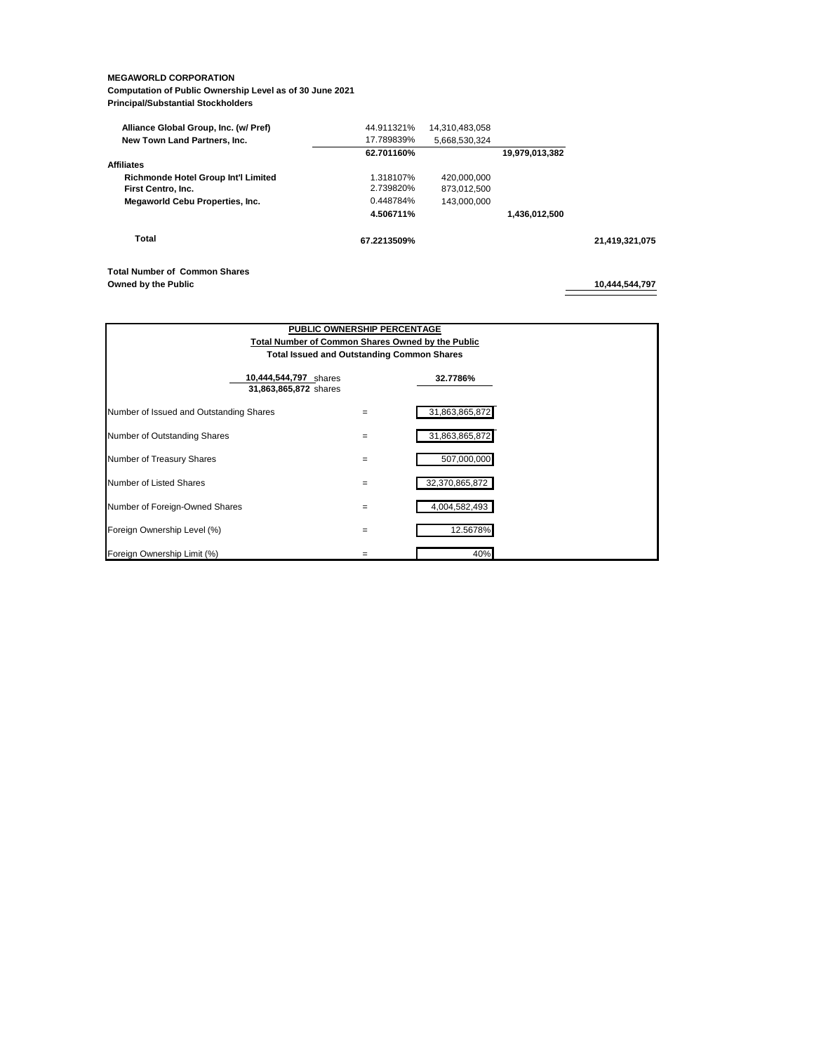**MEGAWORLD CORPORATION**
**Computation of Public Ownership Level as of 30 June 2021**
**Principal/Substantial Stockholders**

| | | | | |
|---|---|---|---|---|
| **Alliance Global Group, Inc. (w/ Pref)** | 44.911321% | 14,310,483,058 | | |
| **New Town Land Partners, Inc.** | 17.789839% | 5,668,530,324 | | |
| | **62.701160%** | | **19,979,013,382** | |
| **Affiliates** | | | | |
| **Richmonde Hotel Group Int'l Limited** | 1.318107% | 420,000,000 | | |
| **First Centro, Inc.** | 2.739820% | 873,012,500 | | |
| **Megaworld Cebu Properties, Inc.** | 0.448784% | 143,000,000 | | |
| | **4.506711%** | | **1,436,012,500** | |
| **Total** | **67.2213509%** | | | **21,419,321,075** |
| **Total Number of Common Shares Owned by the Public** | | | | **10,444,544,797** |

**PUBLIC OWNERSHIP PERCENTAGE**

**Total Number of Common Shares Owned by the Public**
**Total Issued and Outstanding Common Shares**

**10,444,544,797** shares / **31,863,865,872** shares = **32.7786%**

| | | |
|---|---|---|
| Number of Issued and Outstanding Shares | = | 31,863,865,872 |
| Number of Outstanding Shares | = | 31,863,865,872 |
| Number of Treasury Shares | = | 507,000,000 |
| Number of Listed Shares | = | 32,370,865,872 |
| Number of Foreign-Owned Shares | = | 4,004,582,493 |
| Foreign Ownership Level (%) | = | 12.5678% |
| Foreign Ownership Limit (%) | = | 40% |